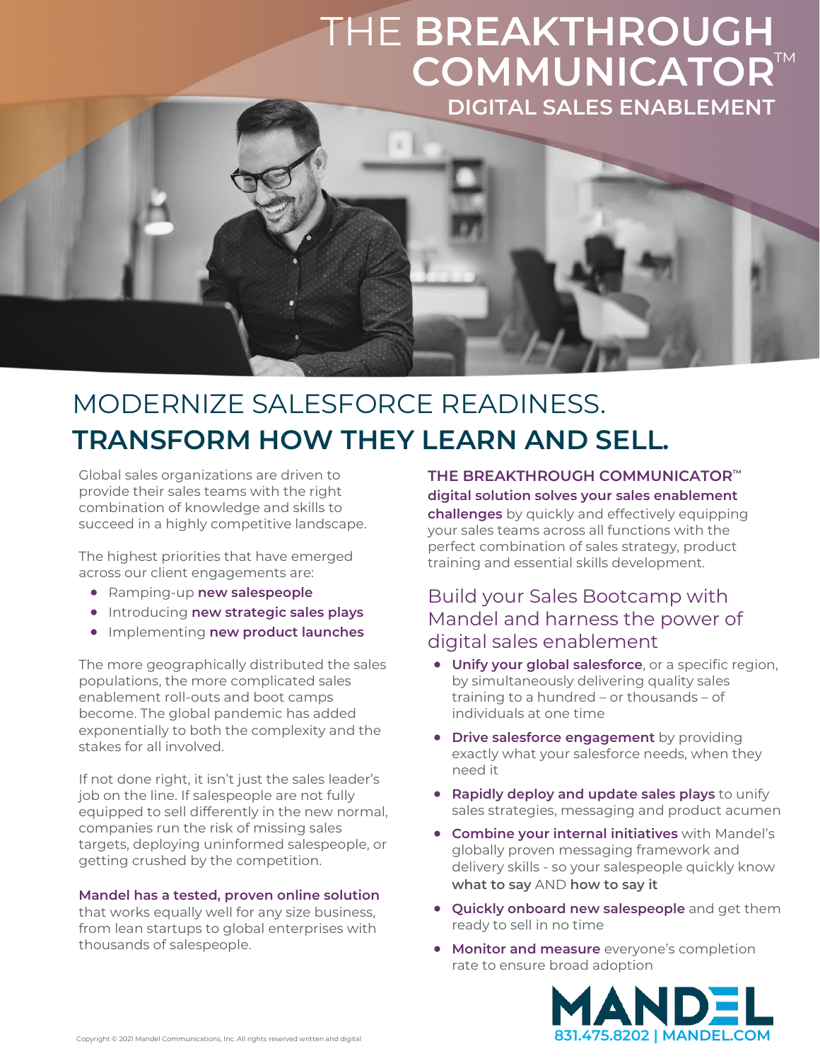# THE BREAKTHROUGH COMMUNICATOR™

## DIGITAL SALES ENABLEMENT

# MODERNIZE SALESFORCE READINESS. **TRANSFORM HOW THEY LEARN AND SELL.**

Global sales organizations are driven to provide their sales teams with the right combination of knowledge and skills to succeed in a highly competitive landscape.

The highest priorities that have emerged across our client engagements are:

- Ramping-up **new salespeople**
- Introducing **new strategic sales plays**
- Implementing **new product launches**

The more geographically distributed the sales populations, the more complicated sales enablement roll-outs and boot camps become. The global pandemic has added exponentially to both the complexity and the stakes for all involved.

If not done right, it isn't just the sales leader's job on the line. If salespeople are not fully equipped to sell differently in the new normal, companies run the risk of missing sales targets, deploying uninformed salespeople, or getting crushed by the competition.

**Mandel has a tested, proven online solution** that works equally well for any size business, from lean startups to global enterprises with thousands of salespeople.

**THE BREAKTHROUGH COMMUNICATOR™ digital solution solves your sales enablement challenges** by quickly and effectively equipping your sales teams across all functions with the perfect combination of sales strategy, product training and essential skills development.

## Build your Sales Bootcamp with Mandel and harness the power of digital sales enablement

- **Unify your global salesforce**, or a specific region, by simultaneously delivering quality sales training to a hundred – or thousands – of individuals at one time
- **Drive salesforce engagement** by providing exactly what your salesforce needs, when they need it
- **Rapidly deploy and update sales plays** to unify sales strategies, messaging and product acumen
- **Combine your internal initiatives** with Mandel's globally proven messaging framework and delivery skills - so your salespeople quickly know **what to say** AND **how to say it**
- **Quickly onboard new salespeople** and get them ready to sell in no time
- **Monitor and measure** everyone's completion rate to ensure broad adoption

MANDEL
831.475.8202 | MANDEL.COM

Copyright © 2021 Mandel Communications, Inc. All rights reserved written and digital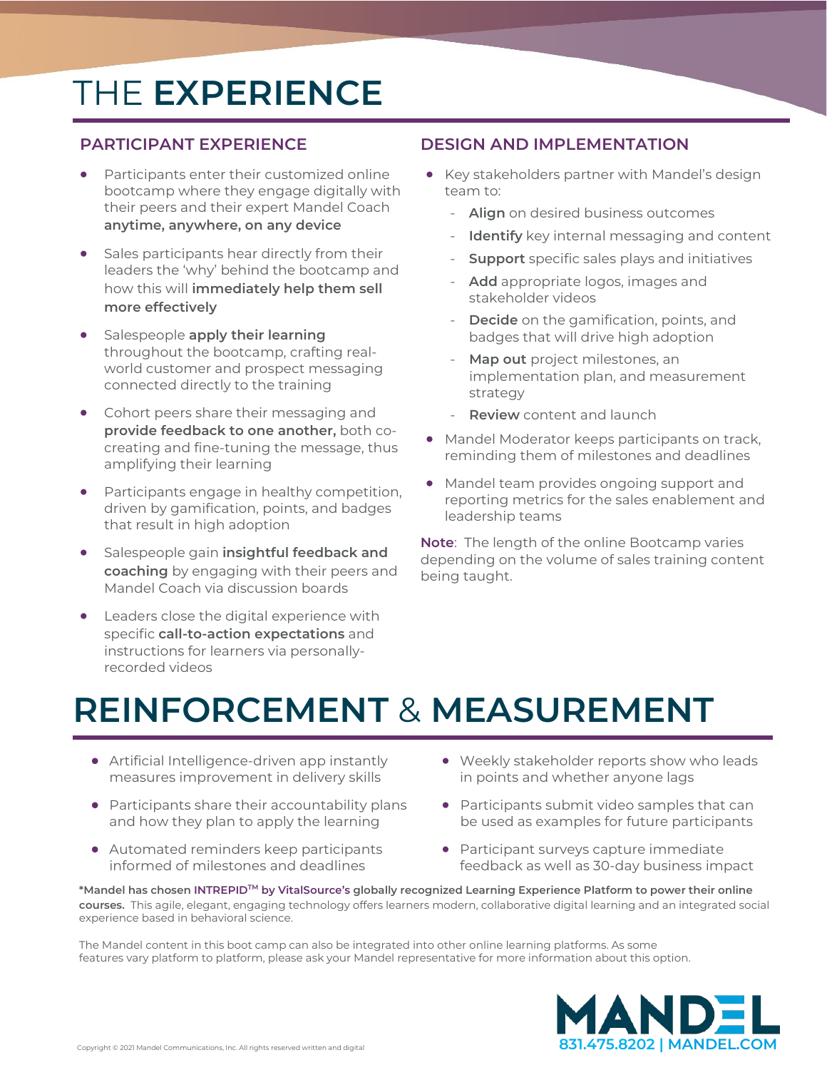# THE **EXPERIENCE**

## PARTICIPANT EXPERIENCE

- Participants enter their customized online bootcamp where they engage digitally with their peers and their expert Mandel Coach **anytime, anywhere, on any device**
- Sales participants hear directly from their leaders the 'why' behind the bootcamp and how this will **immediately help them sell more effectively**
- Salespeople **apply their learning** throughout the bootcamp, crafting real-world customer and prospect messaging connected directly to the training
- Cohort peers share their messaging and **provide feedback to one another,** both co-creating and fine-tuning the message, thus amplifying their learning
- Participants engage in healthy competition, driven by gamification, points, and badges that result in high adoption
- Salespeople gain **insightful feedback and coaching** by engaging with their peers and Mandel Coach via discussion boards
- Leaders close the digital experience with specific **call-to-action expectations** and instructions for learners via personally-recorded videos

## DESIGN AND IMPLEMENTATION

- Key stakeholders partner with Mandel's design team to:
  - **Align** on desired business outcomes
  - **Identify** key internal messaging and content
  - **Support** specific sales plays and initiatives
  - **Add** appropriate logos, images and stakeholder videos
  - **Decide** on the gamification, points, and badges that will drive high adoption
  - **Map out** project milestones, an implementation plan, and measurement strategy
  - **Review** content and launch
- Mandel Moderator keeps participants on track, reminding them of milestones and deadlines
- Mandel team provides ongoing support and reporting metrics for the sales enablement and leadership teams

**Note**: The length of the online Bootcamp varies depending on the volume of sales training content being taught.

# **REINFORCEMENT** & **MEASUREMENT**

- Artificial Intelligence-driven app instantly measures improvement in delivery skills
- Participants share their accountability plans and how they plan to apply the learning
- Automated reminders keep participants informed of milestones and deadlines
- Weekly stakeholder reports show who leads in points and whether anyone lags
- Participants submit video samples that can be used as examples for future participants
- Participant surveys capture immediate feedback as well as 30-day business impact

**\*Mandel has chosen INTREPID™ by VitalSource's globally recognized Learning Experience Platform to power their online courses.** This agile, elegant, engaging technology offers learners modern, collaborative digital learning and an integrated social experience based in behavioral science.

The Mandel content in this boot camp can also be integrated into other online learning platforms. As some features vary platform to platform, please ask your Mandel representative for more information about this option.

MANDEL
831.475.8202 | MANDEL.COM

Copyright © 2021 Mandel Communications, Inc. All rights reserved written and digital